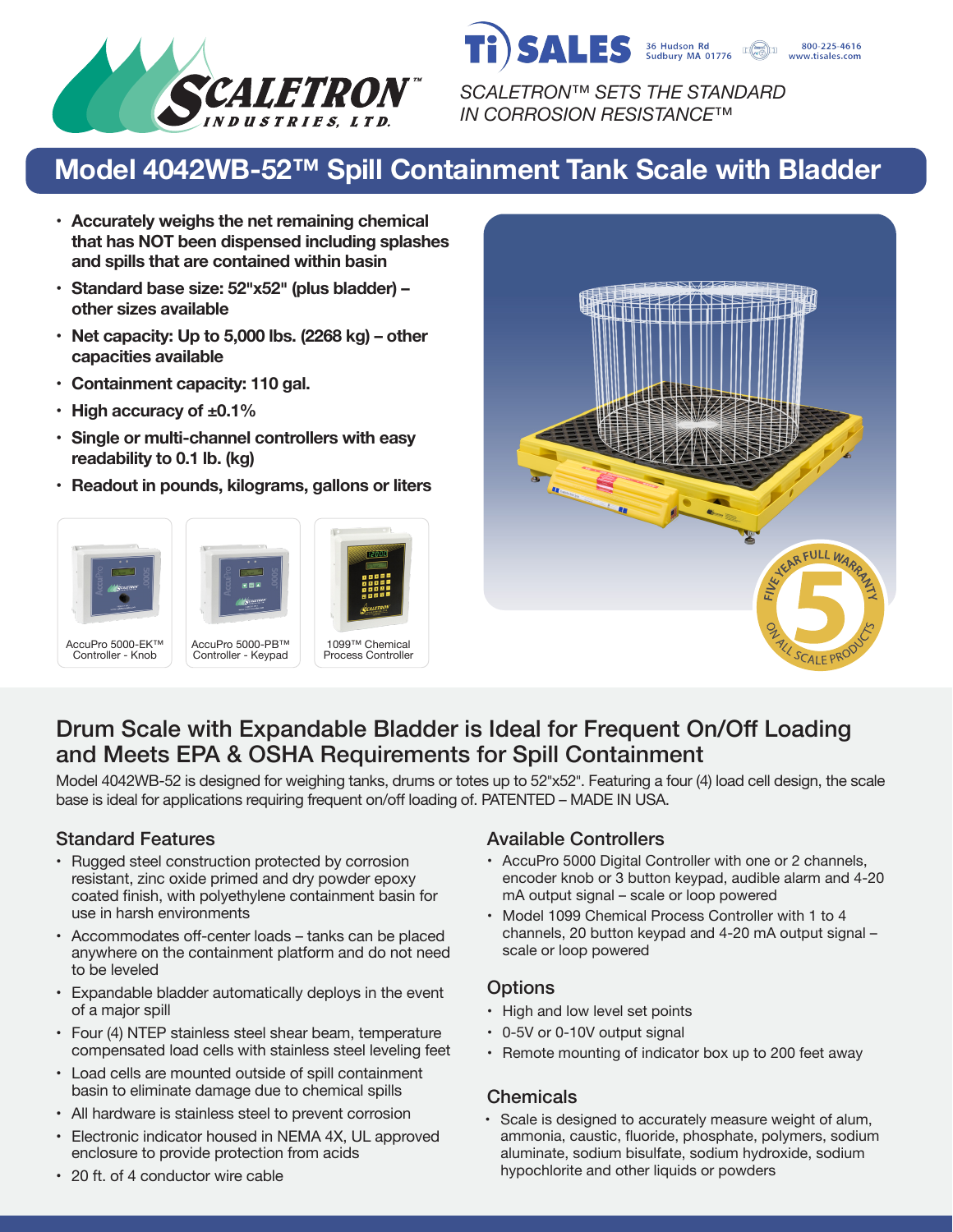SCALETRON™ INDUSTRIES, LTD.

Ti SALES 36 Hudson Rd Sudbury MA 01776 800-225-4616 www.tisales.com

*SCALETRON™ SETS THE STANDARD IN CORROSION RESISTANCE™*

# Model 4042WB-52™ Spill Containment Tank Scale with Bladder

- **Accurately weighs the net remaining chemical that has NOT been dispensed including splashes and spills that are contained within basin**
- **Standard base size: 52"x52" (plus bladder) – other sizes available**
- **Net capacity: Up to 5,000 lbs. (2268 kg) – other capacities available**
- **Containment capacity: 110 gal.**
- **High accuracy of ±0.1%**
- **Single or multi-channel controllers with easy readability to 0.1 lb. (kg)**
- **Readout in pounds, kilograms, gallons or liters**

AccuPro 5000-EK™ Controller - Knob

AccuPro 5000-PB™ Controller - Keypad

1099™ Chemical Process Controller

FIVE YEAR FULL WARRANTY 5 ON ALL SCALE PRODUCTS

## Drum Scale with Expandable Bladder is Ideal for Frequent On/Off Loading and Meets EPA & OSHA Requirements for Spill Containment

Model 4042WB-52 is designed for weighing tanks, drums or totes up to 52"x52". Featuring a four (4) load cell design, the scale base is ideal for applications requiring frequent on/off loading of. PATENTED – MADE IN USA.

### Standard Features

- Rugged steel construction protected by corrosion resistant, zinc oxide primed and dry powder epoxy coated finish, with polyethylene containment basin for use in harsh environments
- Accommodates off-center loads – tanks can be placed anywhere on the containment platform and do not need to be leveled
- Expandable bladder automatically deploys in the event of a major spill
- Four (4) NTEP stainless steel shear beam, temperature compensated load cells with stainless steel leveling feet
- Load cells are mounted outside of spill containment basin to eliminate damage due to chemical spills
- All hardware is stainless steel to prevent corrosion
- Electronic indicator housed in NEMA 4X, UL approved enclosure to provide protection from acids
- 20 ft. of 4 conductor wire cable

### Available Controllers

- AccuPro 5000 Digital Controller with one or 2 channels, encoder knob or 3 button keypad, audible alarm and 4-20 mA output signal – scale or loop powered
- Model 1099 Chemical Process Controller with 1 to 4 channels, 20 button keypad and 4-20 mA output signal – scale or loop powered

### Options

- High and low level set points
- 0-5V or 0-10V output signal
- Remote mounting of indicator box up to 200 feet away

### Chemicals

- Scale is designed to accurately measure weight of alum, ammonia, caustic, fluoride, phosphate, polymers, sodium aluminate, sodium bisulfate, sodium hydroxide, sodium hypochlorite and other liquids or powders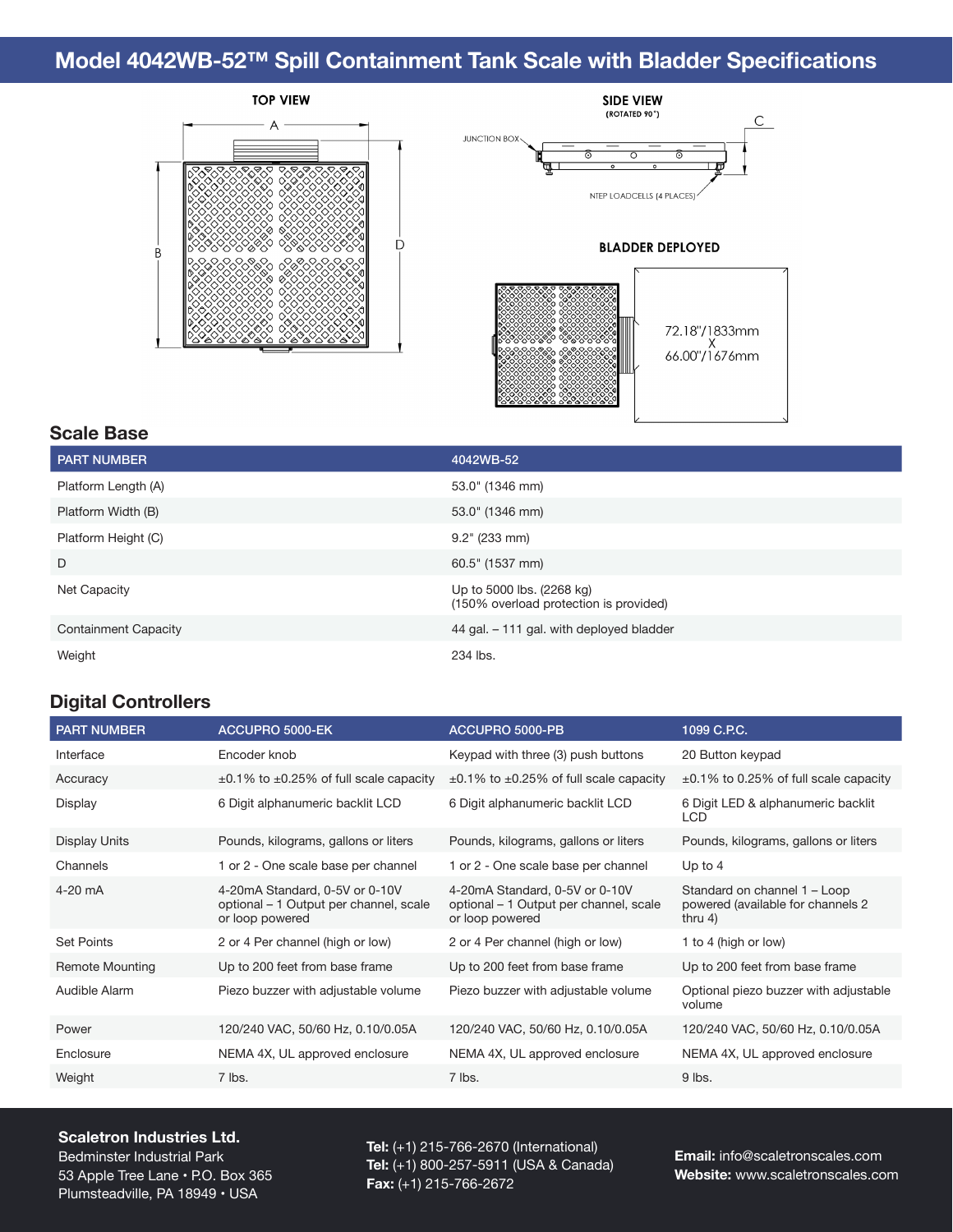# Model 4042WB-52™ Spill Containment Tank Scale with Bladder Specifications

TOP VIEW

A

B

D

SIDE VIEW
(ROTATED 90°)

C

JUNCTION BOX

NTEP LOADCELLS (4 PLACES)

BLADDER DEPLOYED

72.18"/1833mm
X
66.00"/1676mm

## Scale Base

| PART NUMBER | 4042WB-52 |
|---|---|
| Platform Length (A) | 53.0" (1346 mm) |
| Platform Width (B) | 53.0" (1346 mm) |
| Platform Height (C) | 9.2" (233 mm) |
| D | 60.5" (1537 mm) |
| Net Capacity | Up to 5000 lbs. (2268 kg)<br>(150% overload protection is provided) |
| Containment Capacity | 44 gal. – 111 gal. with deployed bladder |
| Weight | 234 lbs. |

## Digital Controllers

| PART NUMBER | ACCUPRO 5000-EK | ACCUPRO 5000-PB | 1099 C.P.C. |
|---|---|---|---|
| Interface | Encoder knob | Keypad with three (3) push buttons | 20 Button keypad |
| Accuracy | ±0.1% to ±0.25% of full scale capacity | ±0.1% to ±0.25% of full scale capacity | ±0.1% to 0.25% of full scale capacity |
| Display | 6 Digit alphanumeric backlit LCD | 6 Digit alphanumeric backlit LCD | 6 Digit LED & alphanumeric backlit LCD |
| Display Units | Pounds, kilograms, gallons or liters | Pounds, kilograms, gallons or liters | Pounds, kilograms, gallons or liters |
| Channels | 1 or 2 - One scale base per channel | 1 or 2 - One scale base per channel | Up to 4 |
| 4-20 mA | 4-20mA Standard, 0-5V or 0-10V optional – 1 Output per channel, scale or loop powered | 4-20mA Standard, 0-5V or 0-10V optional – 1 Output per channel, scale or loop powered | Standard on channel 1 – Loop powered (available for channels 2 thru 4) |
| Set Points | 2 or 4 Per channel (high or low) | 2 or 4 Per channel (high or low) | 1 to 4 (high or low) |
| Remote Mounting | Up to 200 feet from base frame | Up to 200 feet from base frame | Up to 200 feet from base frame |
| Audible Alarm | Piezo buzzer with adjustable volume | Piezo buzzer with adjustable volume | Optional piezo buzzer with adjustable volume |
| Power | 120/240 VAC, 50/60 Hz, 0.10/0.05A | 120/240 VAC, 50/60 Hz, 0.10/0.05A | 120/240 VAC, 50/60 Hz, 0.10/0.05A |
| Enclosure | NEMA 4X, UL approved enclosure | NEMA 4X, UL approved enclosure | NEMA 4X, UL approved enclosure |
| Weight | 7 lbs. | 7 lbs. | 9 lbs. |

**Scaletron Industries Ltd.**
Bedminster Industrial Park
53 Apple Tree Lane • P.O. Box 365
Plumsteadville, PA 18949 • USA

**Tel:** (+1) 215-766-2670 (International)
**Tel:** (+1) 800-257-5911 (USA & Canada)
**Fax:** (+1) 215-766-2672

**Email:** info@scaletronscales.com
**Website:** www.scaletronscales.com